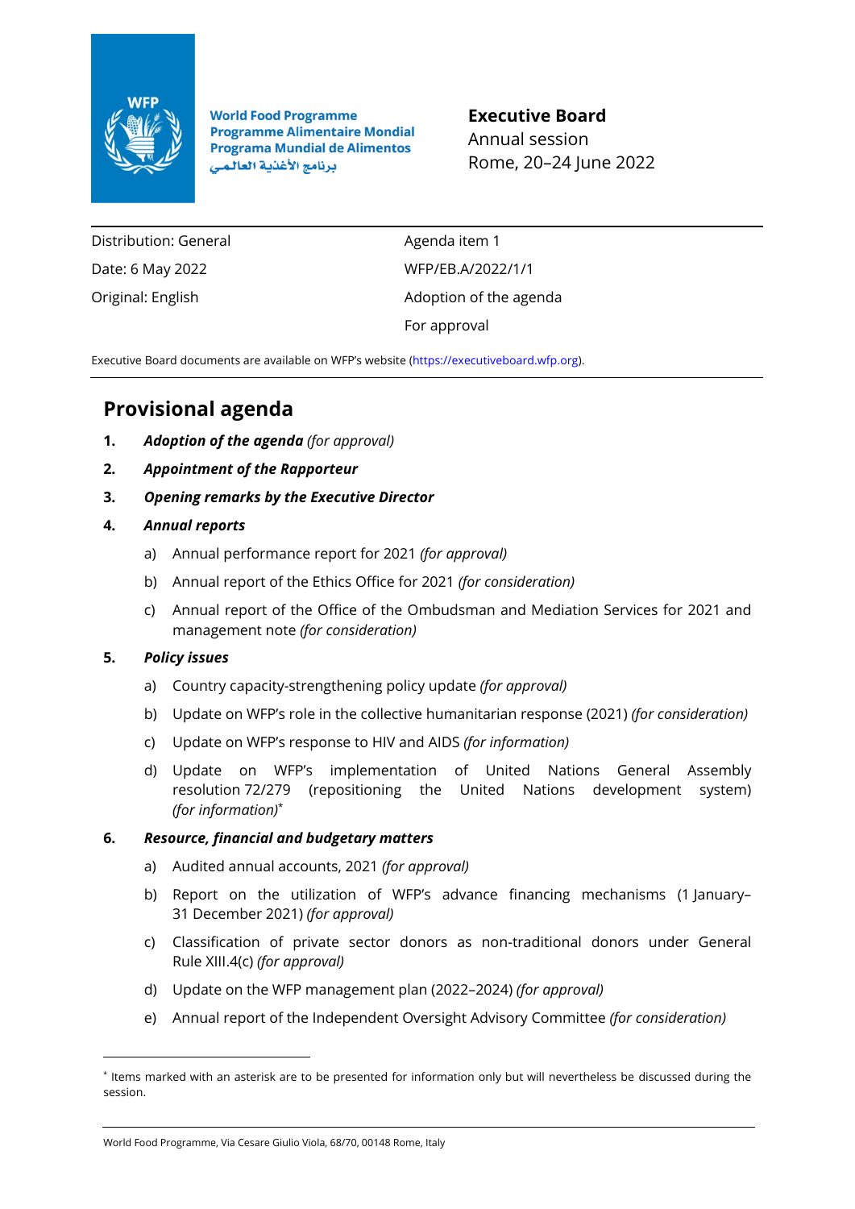World Food Programme
Programme Alimentaire Mondial
Programa Mundial de Alimentos
برنامج الأغذية العالمي

**Executive Board**
Annual session
Rome, 20–24 June 2022

| | |
|---|---|
| Distribution: General | Agenda item 1 |
| Date: 6 May 2022 | WFP/EB.A/2022/1/1 |
| Original: English | Adoption of the agenda |
| | For approval |

Executive Board documents are available on WFP's website (https://executiveboard.wfp.org).

# Provisional agenda

1. ***Adoption of the agenda*** *(for approval)*
2. ***Appointment of the Rapporteur***
3. ***Opening remarks by the Executive Director***
4. ***Annual reports***
   a) Annual performance report for 2021 *(for approval)*
   b) Annual report of the Ethics Office for 2021 *(for consideration)*
   c) Annual report of the Office of the Ombudsman and Mediation Services for 2021 and management note *(for consideration)*
5. ***Policy issues***
   a) Country capacity-strengthening policy update *(for approval)*
   b) Update on WFP's role in the collective humanitarian response (2021) *(for consideration)*
   c) Update on WFP's response to HIV and AIDS *(for information)*
   d) Update on WFP's implementation of United Nations General Assembly resolution 72/279 (repositioning the United Nations development system) *(for information)*[*]
6. ***Resource, financial and budgetary matters***
   a) Audited annual accounts, 2021 *(for approval)*
   b) Report on the utilization of WFP's advance financing mechanisms (1 January–31 December 2021) *(for approval)*
   c) Classification of private sector donors as non-traditional donors under General Rule XIII.4(c) *(for approval)*
   d) Update on the WFP management plan (2022–2024) *(for approval)*
   e) Annual report of the Independent Oversight Advisory Committee *(for consideration)*

[*] Items marked with an asterisk are to be presented for information only but will nevertheless be discussed during the session.

World Food Programme, Via Cesare Giulio Viola, 68/70, 00148 Rome, Italy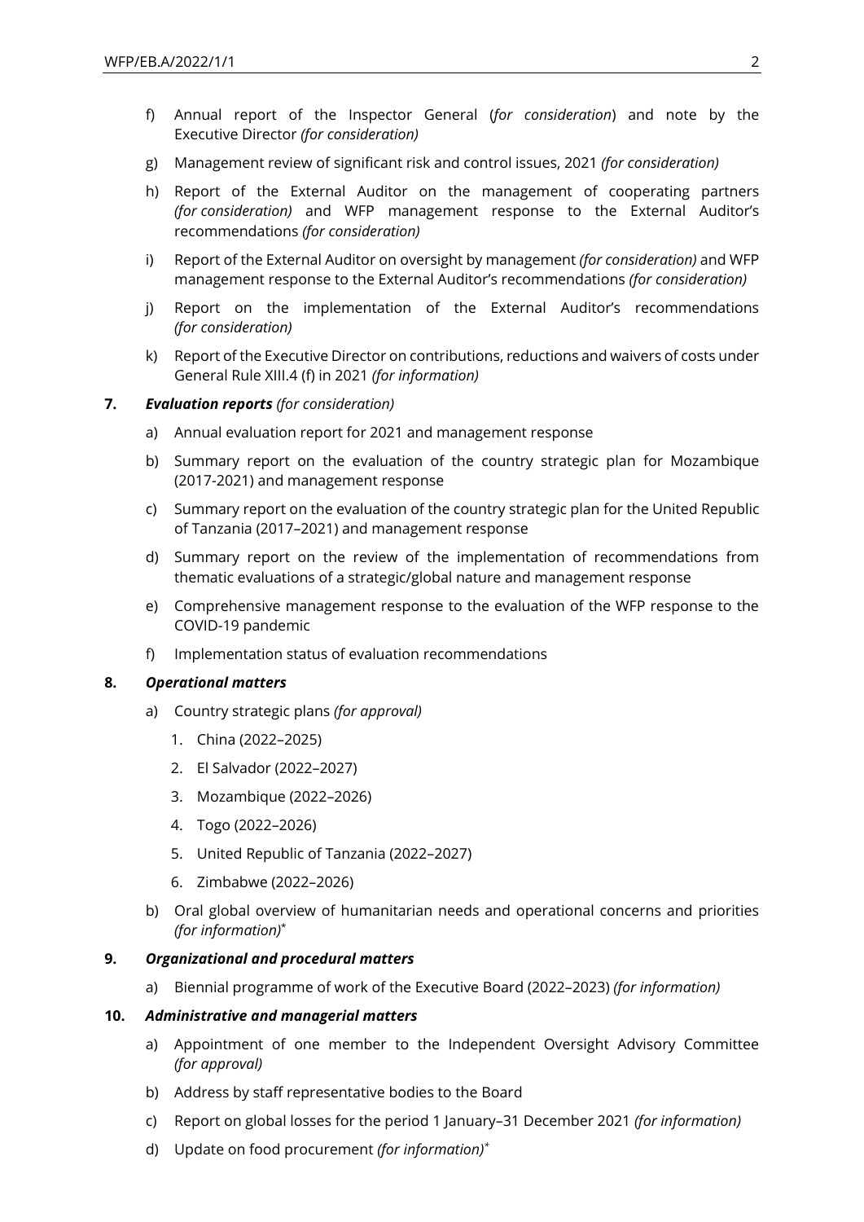f) Annual report of the Inspector General (*for consideration*) and note by the Executive Director *(for consideration)*

g) Management review of significant risk and control issues, 2021 *(for consideration)*

h) Report of the External Auditor on the management of cooperating partners *(for consideration)* and WFP management response to the External Auditor's recommendations *(for consideration)*

i) Report of the External Auditor on oversight by management *(for consideration)* and WFP management response to the External Auditor's recommendations *(for consideration)*

j) Report on the implementation of the External Auditor's recommendations *(for consideration)*

k) Report of the Executive Director on contributions, reductions and waivers of costs under General Rule XIII.4 (f) in 2021 *(for information)*

**7. *Evaluation reports*** *(for consideration)*

a) Annual evaluation report for 2021 and management response

b) Summary report on the evaluation of the country strategic plan for Mozambique (2017-2021) and management response

c) Summary report on the evaluation of the country strategic plan for the United Republic of Tanzania (2017–2021) and management response

d) Summary report on the review of the implementation of recommendations from thematic evaluations of a strategic/global nature and management response

e) Comprehensive management response to the evaluation of the WFP response to the COVID-19 pandemic

f) Implementation status of evaluation recommendations

**8. *Operational matters***

a) Country strategic plans *(for approval)*

1. China (2022–2025)
2. El Salvador (2022–2027)
3. Mozambique (2022–2026)
4. Togo (2022–2026)
5. United Republic of Tanzania (2022–2027)
6. Zimbabwe (2022–2026)

b) Oral global overview of humanitarian needs and operational concerns and priorities *(for information)*[*]

**9. *Organizational and procedural matters***

a) Biennial programme of work of the Executive Board (2022–2023) *(for information)*

**10. *Administrative and managerial matters***

a) Appointment of one member to the Independent Oversight Advisory Committee *(for approval)*

b) Address by staff representative bodies to the Board

c) Report on global losses for the period 1 January–31 December 2021 *(for information)*

d) Update on food procurement *(for information)*[*]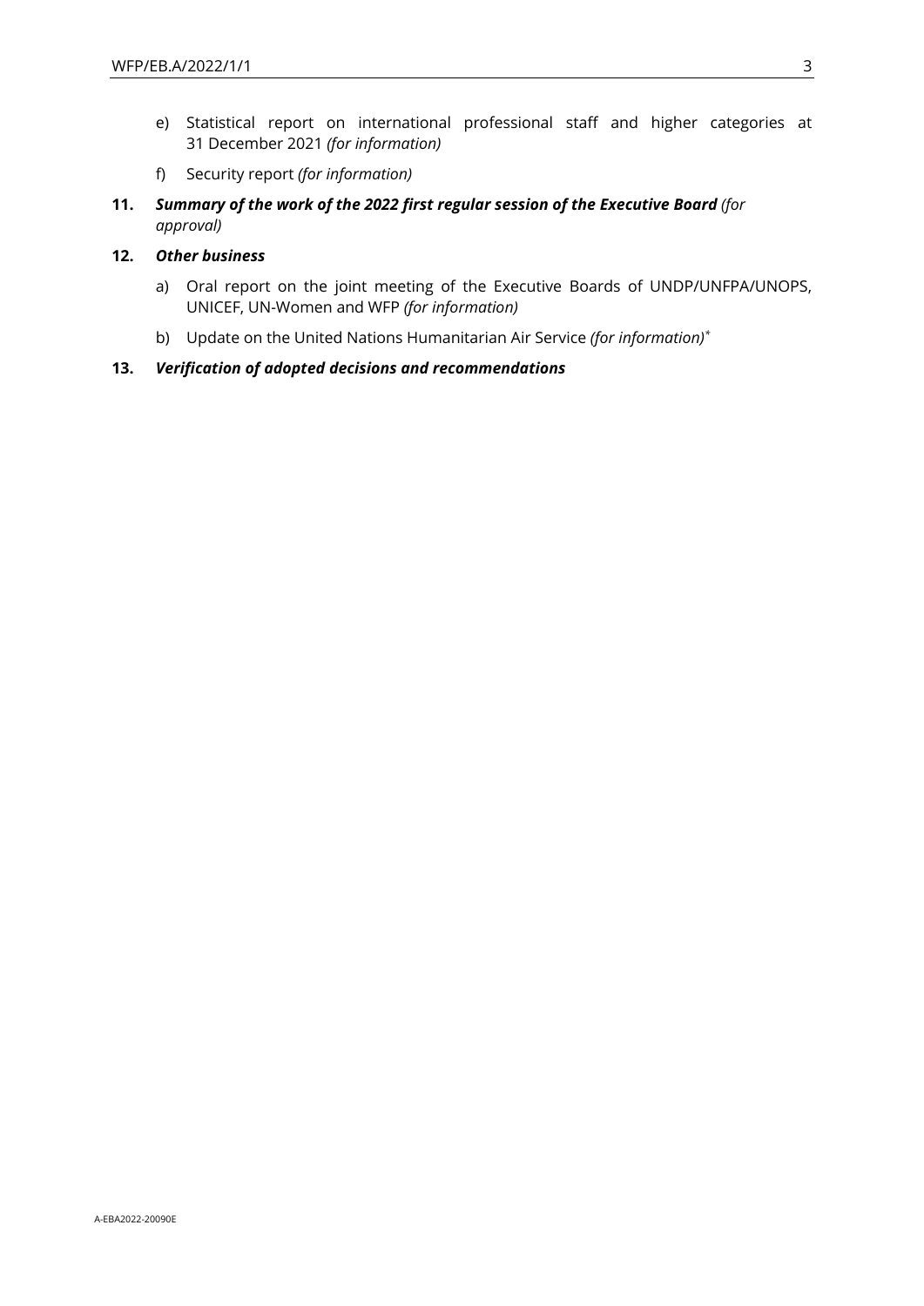e) Statistical report on international professional staff and higher categories at 31 December 2021 *(for information)*

f) Security report *(for information)*

**11.** ***Summary of the work of the 2022 first regular session of the Executive Board*** *(for approval)*

**12.** ***Other business***

a) Oral report on the joint meeting of the Executive Boards of UNDP/UNFPA/UNOPS, UNICEF, UN-Women and WFP *(for information)*

b) Update on the United Nations Humanitarian Air Service *(for information)*[*]

**13.** ***Verification of adopted decisions and recommendations***

A-EBA2022-20090E